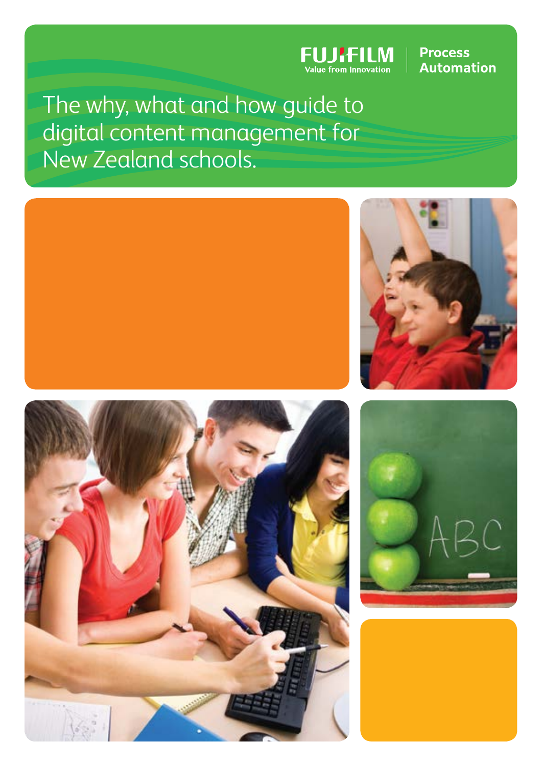FUJIFILM
Value from Innovation

Process Automation

# The why, what and how guide to digital content management for New Zealand schools.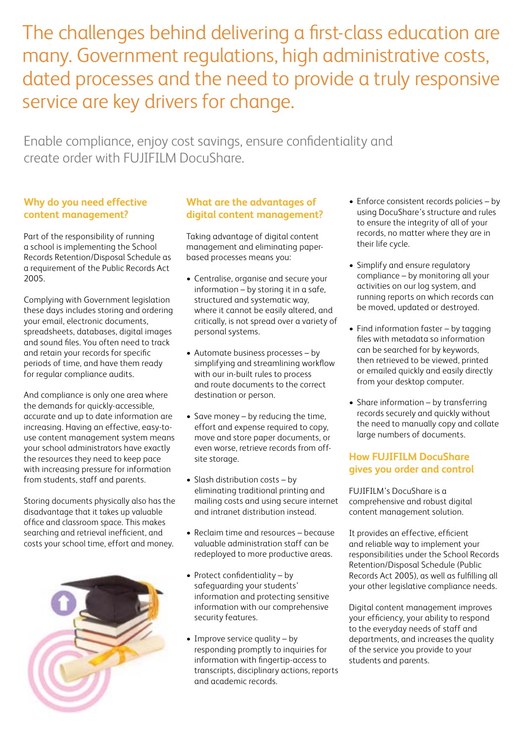# The challenges behind delivering a first-class education are many. Government regulations, high administrative costs, dated processes and the need to provide a truly responsive service are key drivers for change.

Enable compliance, enjoy cost savings, ensure confidentiality and create order with FUJIFILM DocuShare.

## Why do you need effective content management?

Part of the responsibility of running a school is implementing the School Records Retention/Disposal Schedule as a requirement of the Public Records Act 2005.

Complying with Government legislation these days includes storing and ordering your email, electronic documents, spreadsheets, databases, digital images and sound files. You often need to track and retain your records for specific periods of time, and have them ready for regular compliance audits.

And compliance is only one area where the demands for quickly-accessible, accurate and up to date information are increasing. Having an effective, easy-to-use content management system means your school administrators have exactly the resources they need to keep pace with increasing pressure for information from students, staff and parents.

Storing documents physically also has the disadvantage that it takes up valuable office and classroom space. This makes searching and retrieval inefficient, and costs your school time, effort and money.

## What are the advantages of digital content management?

Taking advantage of digital content management and eliminating paper-based processes means you:

- Centralise, organise and secure your information – by storing it in a safe, structured and systematic way, where it cannot be easily altered, and critically, is not spread over a variety of personal systems.
- Automate business processes – by simplifying and streamlining workflow with our in-built rules to process and route documents to the correct destination or person.
- Save money – by reducing the time, effort and expense required to copy, move and store paper documents, or even worse, retrieve records from off-site storage.
- Slash distribution costs – by eliminating traditional printing and mailing costs and using secure internet and intranet distribution instead.
- Reclaim time and resources – because valuable administration staff can be redeployed to more productive areas.
- Protect confidentiality – by safeguarding your students' information and protecting sensitive information with our comprehensive security features.
- Improve service quality – by responding promptly to inquiries for information with fingertip-access to transcripts, disciplinary actions, reports and academic records.
- Enforce consistent records policies – by using DocuShare's structure and rules to ensure the integrity of all of your records, no matter where they are in their life cycle.
- Simplify and ensure regulatory compliance – by monitoring all your activities on our log system, and running reports on which records can be moved, updated or destroyed.
- Find information faster – by tagging files with metadata so information can be searched for by keywords, then retrieved to be viewed, printed or emailed quickly and easily directly from your desktop computer.
- Share information – by transferring records securely and quickly without the need to manually copy and collate large numbers of documents.

## How FUJIFILM DocuShare gives you order and control

FUJIFILM's DocuShare is a comprehensive and robust digital content management solution.

It provides an effective, efficient and reliable way to implement your responsibilities under the School Records Retention/Disposal Schedule (Public Records Act 2005), as well as fulfilling all your other legislative compliance needs.

Digital content management improves your efficiency, your ability to respond to the everyday needs of staff and departments, and increases the quality of the service you provide to your students and parents.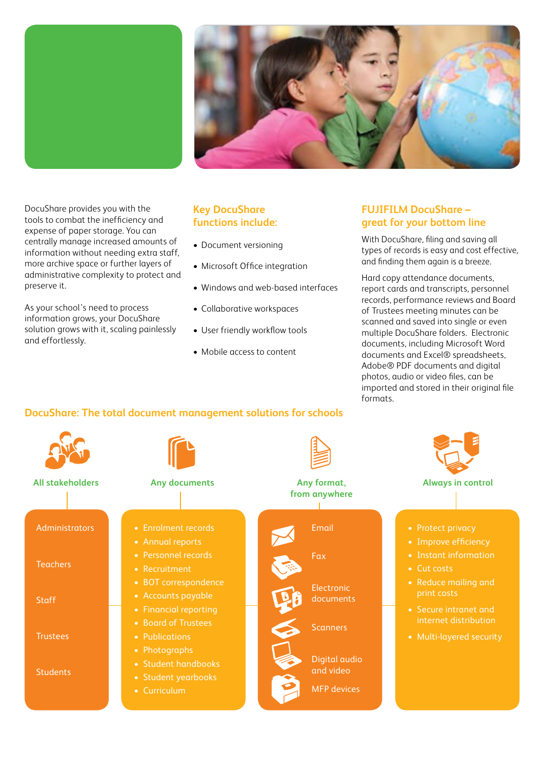DocuShare provides you with the tools to combat the inefficiency and expense of paper storage. You can centrally manage increased amounts of information without needing extra staff, more archive space or further layers of administrative complexity to protect and preserve it.

As your school's need to process information grows, your DocuShare solution grows with it, scaling painlessly and effortlessly.

## Key DocuShare functions include:

- Document versioning
- Microsoft Office integration
- Windows and web-based interfaces
- Collaborative workspaces
- User friendly workflow tools
- Mobile access to content

## FUJIFILM DocuShare – great for your bottom line

With DocuShare, filing and saving all types of records is easy and cost effective, and finding them again is a breeze.

Hard copy attendance documents, report cards and transcripts, personnel records, performance reviews and Board of Trustees meeting minutes can be scanned and saved into single or even multiple DocuShare folders. Electronic documents, including Microsoft Word documents and Excel® spreadsheets, Adobe® PDF documents and digital photos, audio or video files, can be imported and stored in their original file formats.

## DocuShare: The total document management solutions for schools

### All stakeholders

- Administrators
- Teachers
- Staff
- Trustees
- Students

### Any documents

- Enrolment records
- Annual reports
- Personnel records
- Recruitment
- BOT correspondence
- Accounts payable
- Financial reporting
- Board of Trustees
- Publications
- Photographs
- Student handbooks
- Student yearbooks
- Curriculum

### Any format, from anywhere

- Email
- Fax
- Electronic documents
- Scanners
- Digital audio and video
- MFP devices

### Always in control

- Protect privacy
- Improve efficiency
- Instant information
- Cut costs
- Reduce mailing and print costs
- Secure intranet and internet distribution
- Multi-layered security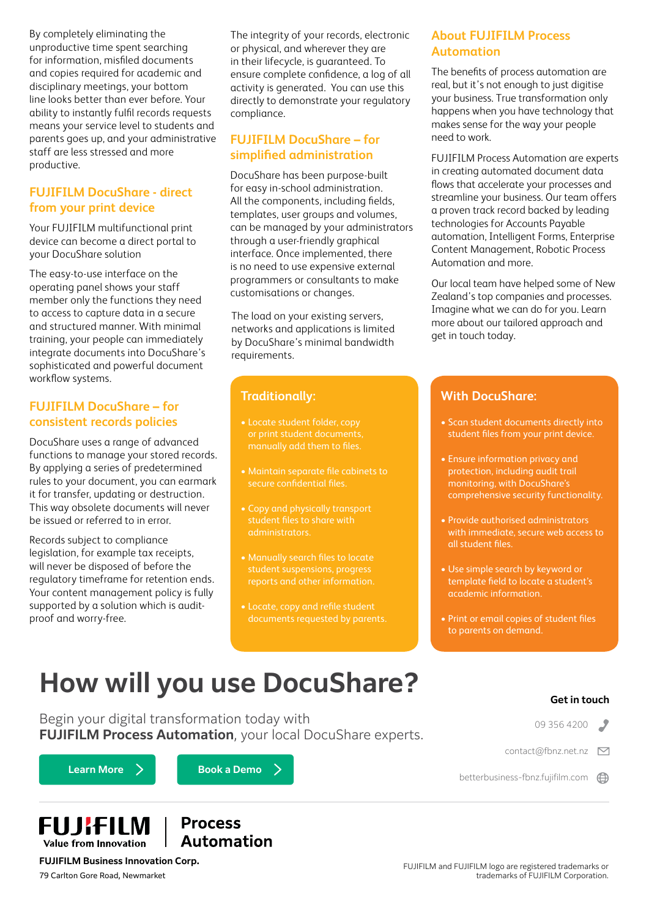By completely eliminating the unproductive time spent searching for information, misfiled documents and copies required for academic and disciplinary meetings, your bottom line looks better than ever before. Your ability to instantly fulfil records requests means your service level to students and parents goes up, and your administrative staff are less stressed and more productive.

## FUJIFILM DocuShare - direct from your print device

Your FUJIFILM multifunctional print device can become a direct portal to your DocuShare solution

The easy-to-use interface on the operating panel shows your staff member only the functions they need to access to capture data in a secure and structured manner. With minimal training, your people can immediately integrate documents into DocuShare's sophisticated and powerful document workflow systems.

## FUJIFILM DocuShare – for consistent records policies

DocuShare uses a range of advanced functions to manage your stored records. By applying a series of predetermined rules to your document, you can earmark it for transfer, updating or destruction. This way obsolete documents will never be issued or referred to in error.

Records subject to compliance legislation, for example tax receipts, will never be disposed of before the regulatory timeframe for retention ends. Your content management policy is fully supported by a solution which is audit-proof and worry-free.

The integrity of your records, electronic or physical, and wherever they are in their lifecycle, is guaranteed. To ensure complete confidence, a log of all activity is generated. You can use this directly to demonstrate your regulatory compliance.

## FUJIFILM DocuShare – for simplified administration

DocuShare has been purpose-built for easy in-school administration. All the components, including fields, templates, user groups and volumes, can be managed by your administrators through a user-friendly graphical interface. Once implemented, there is no need to use expensive external programmers or consultants to make customisations or changes.

The load on your existing servers, networks and applications is limited by DocuShare's minimal bandwidth requirements.

## About FUJIFILM Process Automation

The benefits of process automation are real, but it's not enough to just digitise your business. True transformation only happens when you have technology that makes sense for the way your people need to work.

FUJIFILM Process Automation are experts in creating automated document data flows that accelerate your processes and streamline your business. Our team offers a proven track record backed by leading technologies for Accounts Payable automation, Intelligent Forms, Enterprise Content Management, Robotic Process Automation and more.

Our local team have helped some of New Zealand's top companies and processes. Imagine what we can do for you. Learn more about our tailored approach and get in touch today.

### Traditionally:

- Locate student folder, copy or print student documents, manually add them to files.
- Maintain separate file cabinets to secure confidential files.
- Copy and physically transport student files to share with administrators.
- Manually search files to locate student suspensions, progress reports and other information.
- Locate, copy and refile student documents requested by parents.

### With DocuShare:

- Scan student documents directly into student files from your print device.
- Ensure information privacy and protection, including audit trail monitoring, with DocuShare's comprehensive security functionality.
- Provide authorised administrators with immediate, secure web access to all student files.
- Use simple search by keyword or template field to locate a student's academic information.
- Print or email copies of student files to parents on demand.

# How will you use DocuShare?

Begin your digital transformation today with **FUJIFILM Process Automation**, your local DocuShare experts.

Learn More

Book a Demo

**Get in touch**

09 356 4200

contact@fbnz.net.nz

betterbusiness-fbnz.fujifilm.com

FUJIFILM Value from Innovation | Process Automation

**FUJIFILM Business Innovation Corp.**
79 Carlton Gore Road, Newmarket

FUJIFILM and FUJIFILM logo are registered trademarks or trademarks of FUJIFILM Corporation.